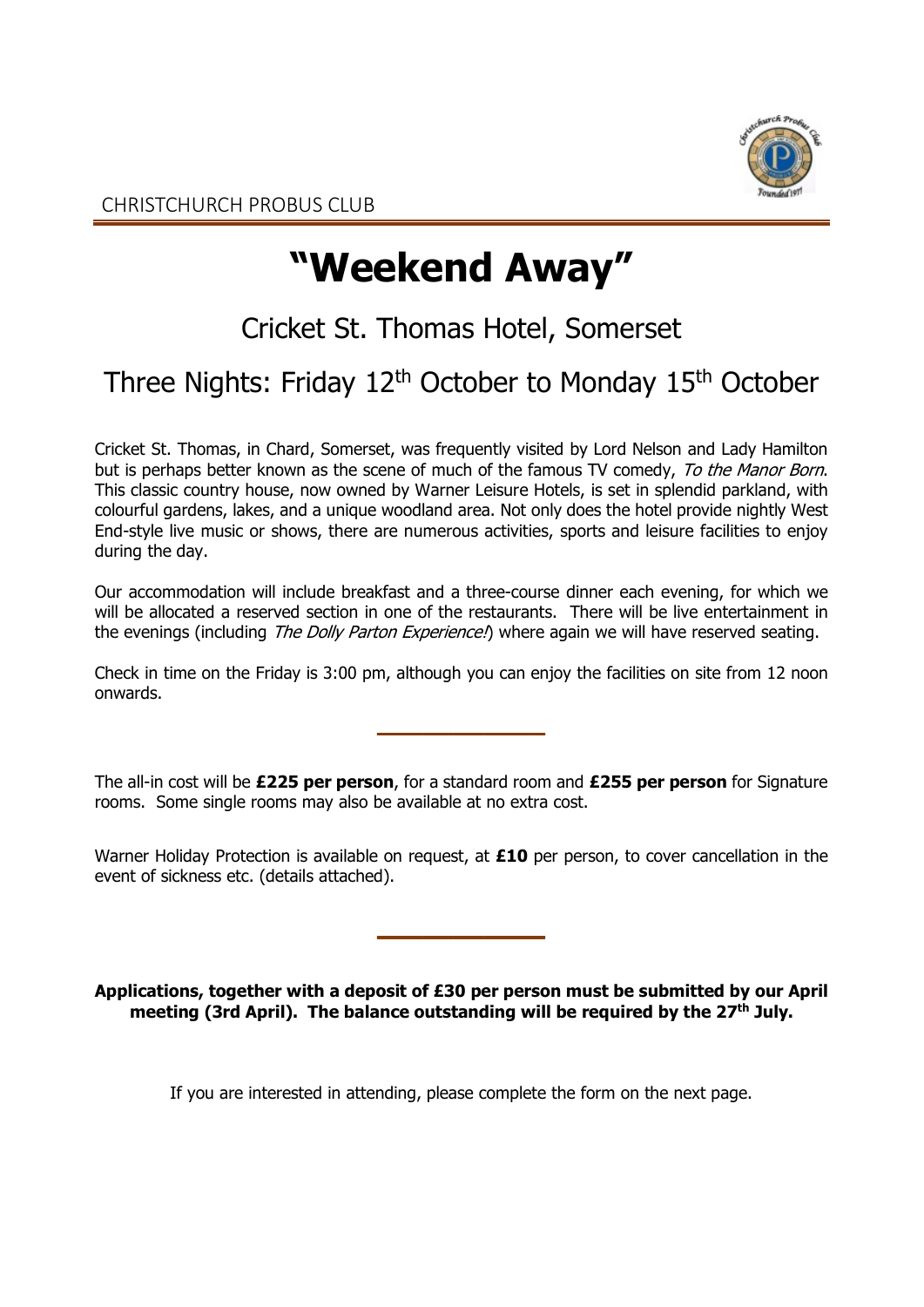CHRISTCHURCH PROBUS CLUB

# "Weekend Away"

## Cricket St. Thomas Hotel, Somerset

## Three Nights: Friday 12th October to Monday 15th October

Cricket St. Thomas, in Chard, Somerset, was frequently visited by Lord Nelson and Lady Hamilton but is perhaps better known as the scene of much of the famous TV comedy, *To the Manor Born*. This classic country house, now owned by Warner Leisure Hotels, is set in splendid parkland, with colourful gardens, lakes, and a unique woodland area. Not only does the hotel provide nightly West End-style live music or shows, there are numerous activities, sports and leisure facilities to enjoy during the day.

Our accommodation will include breakfast and a three-course dinner each evening, for which we will be allocated a reserved section in one of the restaurants. There will be live entertainment in the evenings (including *The Dolly Parton Experience!*) where again we will have reserved seating.

Check in time on the Friday is 3:00 pm, although you can enjoy the facilities on site from 12 noon onwards.

---

The all-in cost will be **£225 per person**, for a standard room and **£255 per person** for Signature rooms. Some single rooms may also be available at no extra cost.

Warner Holiday Protection is available on request, at **£10** per person, to cover cancellation in the event of sickness etc. (details attached).

---

**Applications, together with a deposit of £30 per person must be submitted by our April meeting (3rd April). The balance outstanding will be required by the 27th July.**

If you are interested in attending, please complete the form on the next page.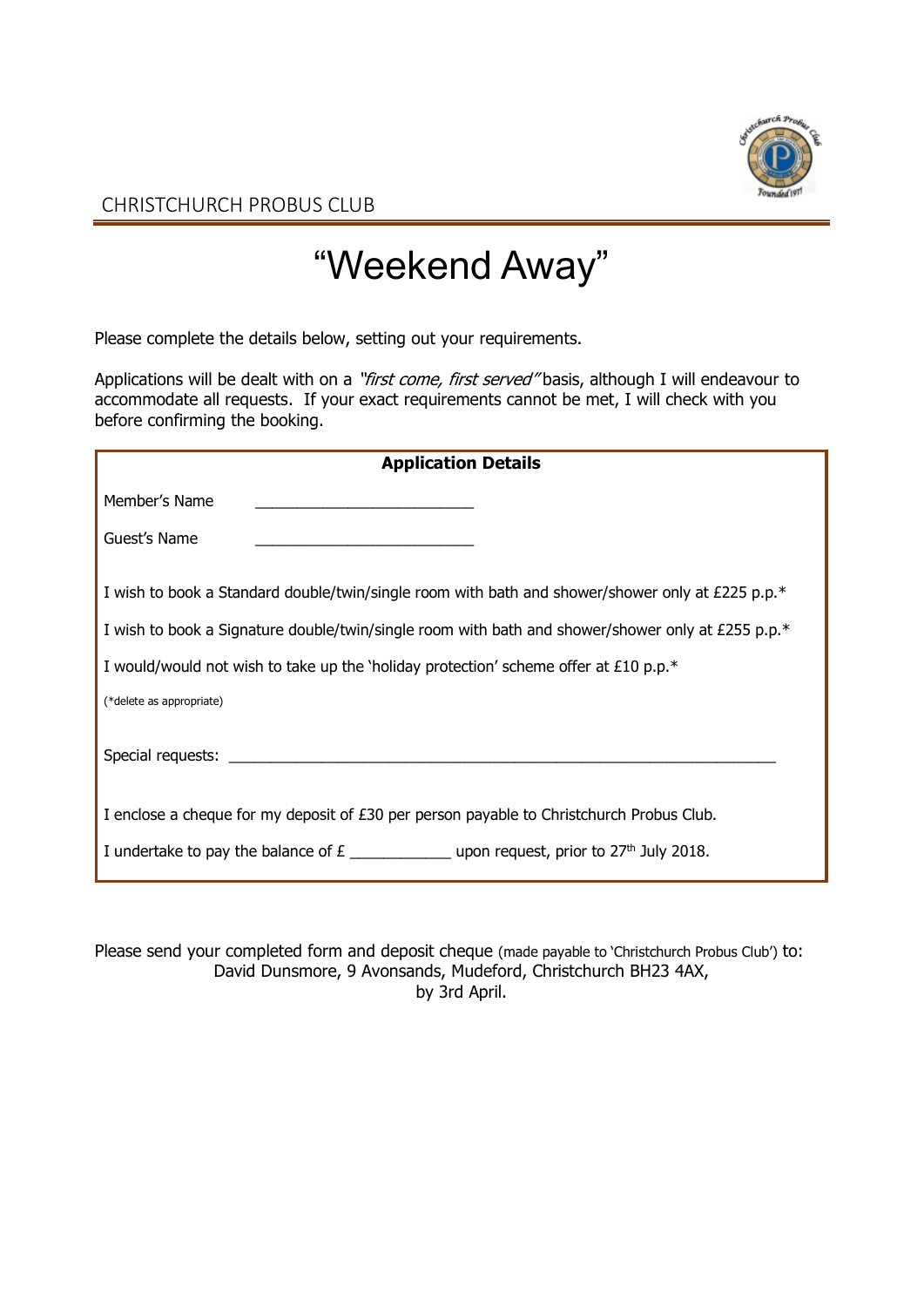CHRISTCHURCH PROBUS CLUB

# "Weekend Away"

Please complete the details below, setting out your requirements.

Applications will be dealt with on a *"first come, first served"* basis, although I will endeavour to accommodate all requests. If your exact requirements cannot be met, I will check with you before confirming the booking.

**Application Details**

Member's Name ___________________________

Guest's Name ___________________________

I wish to book a Standard double/twin/single room with bath and shower/shower only at £225 p.p.*

I wish to book a Signature double/twin/single room with bath and shower/shower only at £255 p.p.*

I would/would not wish to take up the 'holiday protection' scheme offer at £10 p.p.*

(*delete as appropriate)

Special requests: ___________________________________________________________________

I enclose a cheque for my deposit of £30 per person payable to Christchurch Probus Club.

I undertake to pay the balance of £ ____________ upon request, prior to 27th July 2018.

Please send your completed form and deposit cheque (made payable to 'Christchurch Probus Club') to:
David Dunsmore, 9 Avonsands, Mudeford, Christchurch BH23 4AX,
by 3rd April.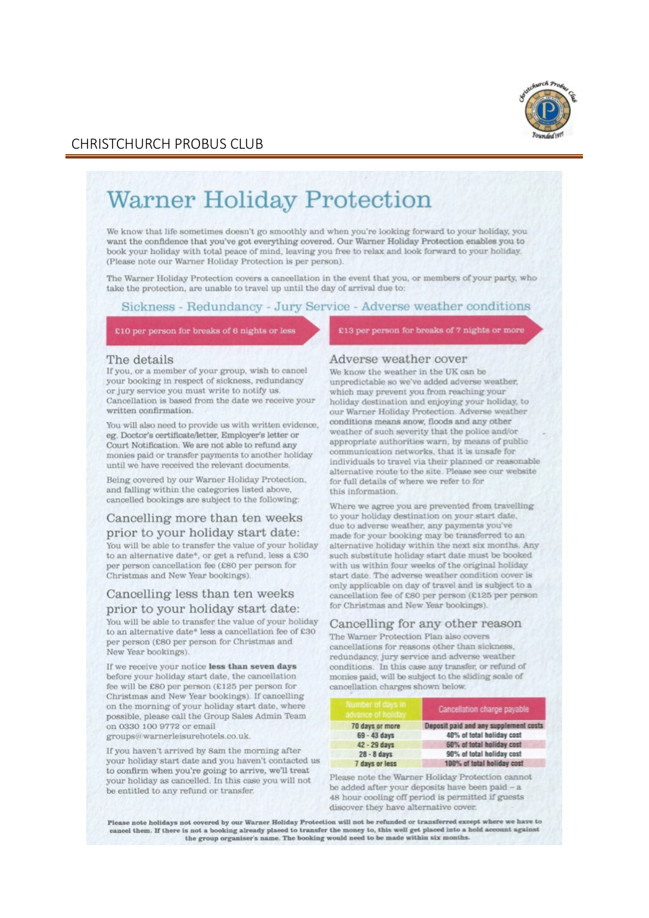# Warner Holiday Protection

We know that life sometimes doesn't go smoothly and when you're looking forward to your holiday, you want the confidence that you've got everything covered. Our Warner Holiday Protection enables you to book your holiday with total peace of mind, leaving you free to relax and look forward to your holiday. (Please note our Warner Holiday Protection is per person).

The Warner Holiday Protection covers a cancellation in the event that you, or members of your party, who take the protection, are unable to travel up until the day of arrival due to:

### Sickness - Redundancy - Jury Service - Adverse weather conditions

£10 per person for breaks of 6 nights or less

£13 per person for breaks of 7 nights or more

## The details

If you, or a member of your group, wish to cancel your booking in respect of sickness, redundancy or jury service you must write to notify us. Cancellation is based from the date we receive your written confirmation.

You will also need to provide us with written evidence, eg. Doctor's certificate/letter, Employer's letter or Court Notification. We are not able to refund any monies paid or transfer payments to another holiday until we have received the relevant documents.

Being covered by our Warner Holiday Protection, and falling within the categories listed above, cancelled bookings are subject to the following:

## Cancelling more than ten weeks prior to your holiday start date:

You will be able to transfer the value of your holiday to an alternative date*, or get a refund, less a £30 per person cancellation fee (£80 per person for Christmas and New Year bookings).

## Cancelling less than ten weeks prior to your holiday start date:

You will be able to transfer the value of your holiday to an alternative date* less a cancellation fee of £30 per person (£80 per person for Christmas and New Year bookings).

If we receive your notice **less than seven days** before your holiday start date, the cancellation fee will be £80 per person (£125 per person for Christmas and New Year bookings). If cancelling on the morning of your holiday start date, where possible, please call the Group Sales Admin Team on 0330 100 9772 or email groups@warnerleisurehotels.co.uk.

If you haven't arrived by 8am the morning after your holiday start date and you haven't contacted us to confirm when you're going to arrive, we'll treat your holiday as cancelled. In this case you will not be entitled to any refund or transfer.

## Adverse weather cover

We know the weather in the UK can be unpredictable so we've added adverse weather, which may prevent you from reaching your holiday destination and enjoying your holiday, to our Warner Holiday Protection. Adverse weather conditions means snow, floods and any other weather of such severity that the police and/or appropriate authorities warn, by means of public communication networks, that it is unsafe for individuals to travel via their planned or reasonable alternative route to the site. Please see our website for full details of where we refer to for this information.

Where we agree you are prevented from travelling to your holiday destination on your start date, due to adverse weather, any payments you've made for your booking may be transferred to an alternative holiday within the next six months. Any such substitute holiday start date must be booked with us within four weeks of the original holiday start date. The adverse weather condition cover is only applicable on day of travel and is subject to a cancellation fee of £80 per person (£125 per person for Christmas and New Year bookings).

## Cancelling for any other reason

The Warner Protection Plan also covers cancellations for reasons other than sickness, redundancy, jury service and adverse weather conditions. In this case any transfer, or refund of monies paid, will be subject to the sliding scale of cancellation charges shown below.

| Number of days in advance of holiday | Cancellation charge payable |
|---|---|
| 70 days or more | Deposit paid and any supplement costs |
| 69 - 43 days | 40% of total holiday cost |
| 42 - 29 days | 60% of total holiday cost |
| 28 - 8 days | 90% of total holiday cost |
| 7 days or less | 100% of total holiday cost |

Please note the Warner Holiday Protection cannot be added after your deposits have been paid – a 48 hour cooling off period is permitted if guests discover they have alternative cover.

**Please note holidays not covered by our Warner Holiday Protection will not be refunded or transferred except where we have to cancel them. If there is not a booking already placed to transfer the money to, this well get placed into a hold account against the group organiser's name. The booking would need to be made within six months.**